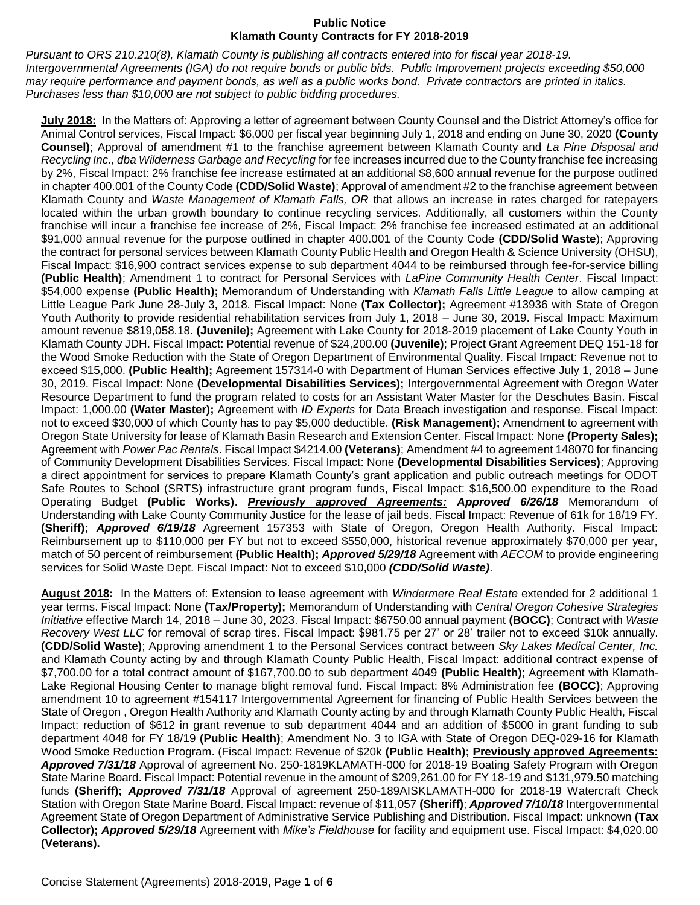**Public Notice**
**Klamath County Contracts for FY 2018-2019**

*Pursuant to ORS 210.210(8), Klamath County is publishing all contracts entered into for fiscal year 2018-19. Intergovernmental Agreements (IGA) do not require bonds or public bids. Public Improvement projects exceeding $50,000 may require performance and payment bonds, as well as a public works bond. Private contractors are printed in italics. Purchases less than $10,000 are not subject to public bidding procedures.*

**July 2018:** In the Matters of: Approving a letter of agreement between County Counsel and the District Attorney's office for Animal Control services, Fiscal Impact: $6,000 per fiscal year beginning July 1, 2018 and ending on June 30, 2020 **(County Counsel)**; Approval of amendment #1 to the franchise agreement between Klamath County and *La Pine Disposal and Recycling Inc., dba Wilderness Garbage and Recycling* for fee increases incurred due to the County franchise fee increasing by 2%, Fiscal Impact: 2% franchise fee increase estimated at an additional $8,600 annual revenue for the purpose outlined in chapter 400.001 of the County Code **(CDD/Solid Waste)**; Approval of amendment #2 to the franchise agreement between Klamath County and *Waste Management of Klamath Falls, OR* that allows an increase in rates charged for ratepayers located within the urban growth boundary to continue recycling services. Additionally, all customers within the County franchise will incur a franchise fee increase of 2%, Fiscal Impact: 2% franchise fee increased estimated at an additional $91,000 annual revenue for the purpose outlined in chapter 400.001 of the County Code **(CDD/Solid Waste**); Approving the contract for personal services between Klamath County Public Health and Oregon Health & Science University (OHSU), Fiscal Impact: $16,900 contract services expense to sub department 4044 to be reimbursed through fee-for-service billing **(Public Health)**; Amendment 1 to contract for Personal Services with *LaPine Community Health Center*. Fiscal Impact: $54,000 expense **(Public Health);** Memorandum of Understanding with *Klamath Falls Little League* to allow camping at Little League Park June 28-July 3, 2018. Fiscal Impact: None **(Tax Collector);** Agreement #13936 with State of Oregon Youth Authority to provide residential rehabilitation services from July 1, 2018 – June 30, 2019. Fiscal Impact: Maximum amount revenue $819,058.18. **(Juvenile);** Agreement with Lake County for 2018-2019 placement of Lake County Youth in Klamath County JDH. Fiscal Impact: Potential revenue of $24,200.00 **(Juvenile)**; Project Grant Agreement DEQ 151-18 for the Wood Smoke Reduction with the State of Oregon Department of Environmental Quality. Fiscal Impact: Revenue not to exceed $15,000. **(Public Health);** Agreement 157314-0 with Department of Human Services effective July 1, 2018 – June 30, 2019. Fiscal Impact: None **(Developmental Disabilities Services);** Intergovernmental Agreement with Oregon Water Resource Department to fund the program related to costs for an Assistant Water Master for the Deschutes Basin. Fiscal Impact: 1,000.00 **(Water Master);** Agreement with *ID Experts* for Data Breach investigation and response. Fiscal Impact: not to exceed $30,000 of which County has to pay $5,000 deductible. **(Risk Management);** Amendment to agreement with Oregon State University for lease of Klamath Basin Research and Extension Center. Fiscal Impact: None **(Property Sales);** Agreement with *Power Pac Rentals*. Fiscal Impact $4214.00 **(Veterans)**; Amendment #4 to agreement 148070 for financing of Community Development Disabilities Services. Fiscal Impact: None **(Developmental Disabilities Services)**; Approving a direct appointment for services to prepare Klamath County's grant application and public outreach meetings for ODOT Safe Routes to School (SRTS) infrastructure grant program funds, Fiscal Impact: $16,500.00 expenditure to the Road Operating Budget **(Public Works)**. ***Previously approved Agreements: Approved 6/26/18*** Memorandum of Understanding with Lake County Community Justice for the lease of jail beds. Fiscal Impact: Revenue of 61k for 18/19 FY. **(Sheriff);** ***Approved 6/19/18*** Agreement 157353 with State of Oregon, Oregon Health Authority. Fiscal Impact: Reimbursement up to $110,000 per FY but not to exceed $550,000, historical revenue approximately $70,000 per year, match of 50 percent of reimbursement **(Public Health);** ***Approved 5/29/18*** Agreement with *AECOM* to provide engineering services for Solid Waste Dept. Fiscal Impact: Not to exceed $10,000 ***(CDD/Solid Waste)***.

**August 2018:** In the Matters of: Extension to lease agreement with *Windermere Real Estate* extended for 2 additional 1 year terms. Fiscal Impact: None **(Tax/Property);** Memorandum of Understanding with *Central Oregon Cohesive Strategies Initiative* effective March 14, 2018 – June 30, 2023. Fiscal Impact: $6750.00 annual payment **(BOCC)**; Contract with *Waste Recovery West LLC* for removal of scrap tires. Fiscal Impact: $981.75 per 27' or 28' trailer not to exceed $10k annually. **(CDD/Solid Waste)**; Approving amendment 1 to the Personal Services contract between *Sky Lakes Medical Center, Inc.* and Klamath County acting by and through Klamath County Public Health, Fiscal Impact: additional contract expense of $7,700.00 for a total contract amount of $167,700.00 to sub department 4049 **(Public Health)**; Agreement with Klamath-Lake Regional Housing Center to manage blight removal fund. Fiscal Impact: 8% Administration fee **(BOCC)**; Approving amendment 10 to agreement #154117 Intergovernmental Agreement for financing of Public Health Services between the State of Oregon , Oregon Health Authority and Klamath County acting by and through Klamath County Public Health, Fiscal Impact: reduction of $612 in grant revenue to sub department 4044 and an addition of $5000 in grant funding to sub department 4048 for FY 18/19 **(Public Health)**; Amendment No. 3 to IGA with State of Oregon DEQ-029-16 for Klamath Wood Smoke Reduction Program. (Fiscal Impact: Revenue of $20k **(Public Health); <u>Previously approved Agreements:</u>** ***Approved 7/31/18*** Approval of agreement No. 250-1819KLAMATH-000 for 2018-19 Boating Safety Program with Oregon State Marine Board. Fiscal Impact: Potential revenue in the amount of $209,261.00 for FY 18-19 and $131,979.50 matching funds **(Sheriff);** ***Approved 7/31/18*** Approval of agreement 250-189AISKLAMATH-000 for 2018-19 Watercraft Check Station with Oregon State Marine Board. Fiscal Impact: revenue of $11,057 **(Sheriff)**; ***Approved 7/10/18*** Intergovernmental Agreement State of Oregon Department of Administrative Service Publishing and Distribution. Fiscal Impact: unknown **(Tax Collector);** ***Approved 5/29/18*** Agreement with *Mike's Fieldhouse* for facility and equipment use. Fiscal Impact: $4,020.00 **(Veterans).**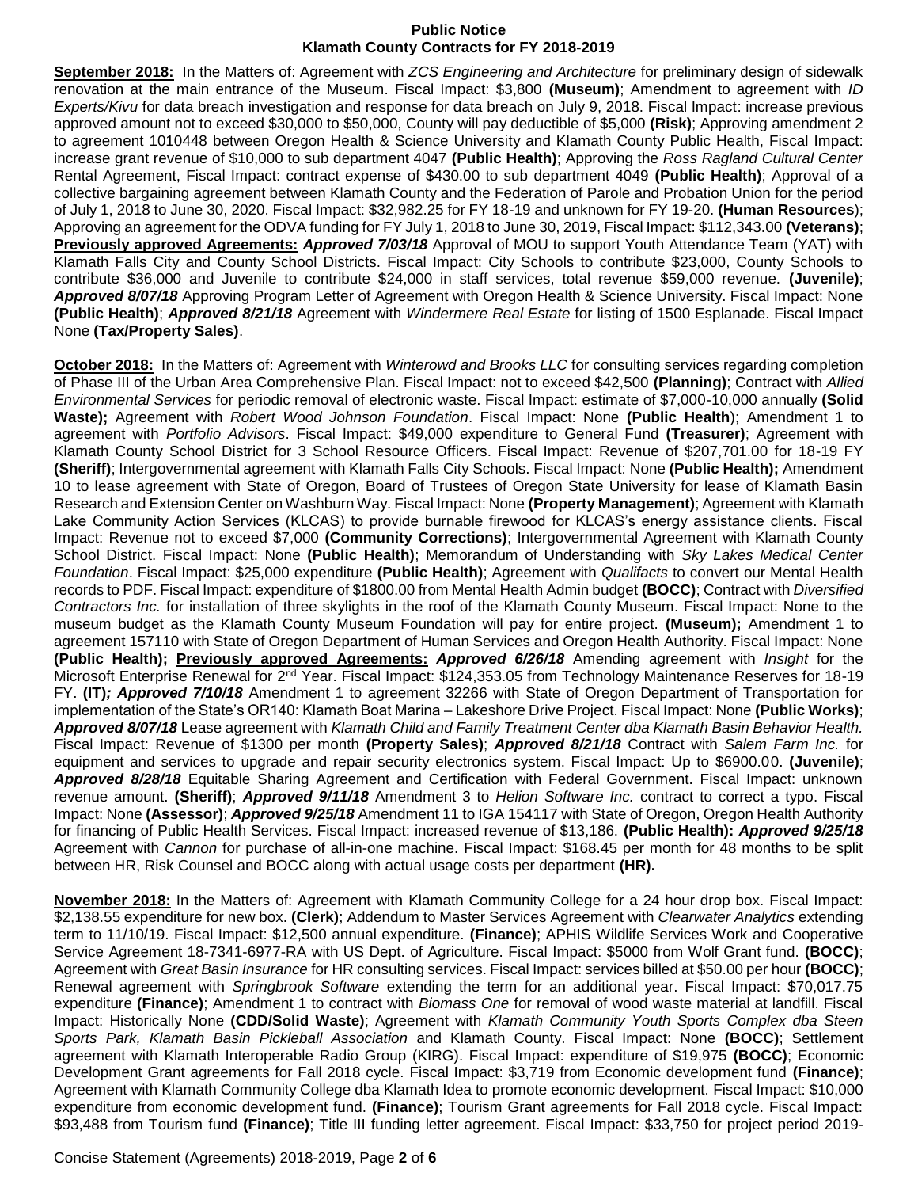**Public Notice**
**Klamath County Contracts for FY 2018-2019**

**September 2018:** In the Matters of: Agreement with *ZCS Engineering and Architecture* for preliminary design of sidewalk renovation at the main entrance of the Museum. Fiscal Impact: $3,800 **(Museum)**; Amendment to agreement with *ID Experts/Kivu* for data breach investigation and response for data breach on July 9, 2018. Fiscal Impact: increase previous approved amount not to exceed $30,000 to $50,000, County will pay deductible of $5,000 **(Risk)**; Approving amendment 2 to agreement 1010448 between Oregon Health & Science University and Klamath County Public Health, Fiscal Impact: increase grant revenue of $10,000 to sub department 4047 **(Public Health)**; Approving the *Ross Ragland Cultural Center* Rental Agreement, Fiscal Impact: contract expense of $430.00 to sub department 4049 **(Public Health)**; Approval of a collective bargaining agreement between Klamath County and the Federation of Parole and Probation Union for the period of July 1, 2018 to June 30, 2020. Fiscal Impact: $32,982.25 for FY 18-19 and unknown for FY 19-20. **(Human Resources)**; Approving an agreement for the ODVA funding for FY July 1, 2018 to June 30, 2019, Fiscal Impact: $112,343.00 **(Veterans)**; **Previously approved Agreements:** ***Approved 7/03/18*** Approval of MOU to support Youth Attendance Team (YAT) with Klamath Falls City and County School Districts. Fiscal Impact: City Schools to contribute $23,000, County Schools to contribute $36,000 and Juvenile to contribute $24,000 in staff services, total revenue $59,000 revenue. **(Juvenile)**; ***Approved 8/07/18*** Approving Program Letter of Agreement with Oregon Health & Science University. Fiscal Impact: None **(Public Health)**; ***Approved 8/21/18*** Agreement with *Windermere Real Estate* for listing of 1500 Esplanade. Fiscal Impact None **(Tax/Property Sales)**.

**October 2018:** In the Matters of: Agreement with *Winterowd and Brooks LLC* for consulting services regarding completion of Phase III of the Urban Area Comprehensive Plan. Fiscal Impact: not to exceed $42,500 **(Planning)**; Contract with *Allied Environmental Services* for periodic removal of electronic waste. Fiscal Impact: estimate of $7,000-10,000 annually **(Solid Waste);** Agreement with *Robert Wood Johnson Foundation*. Fiscal Impact: None **(Public Health)**; Amendment 1 to agreement with *Portfolio Advisors*. Fiscal Impact: $49,000 expenditure to General Fund **(Treasurer)**; Agreement with Klamath County School District for 3 School Resource Officers. Fiscal Impact: Revenue of $207,701.00 for 18-19 FY **(Sheriff)**; Intergovernmental agreement with Klamath Falls City Schools. Fiscal Impact: None **(Public Health);** Amendment 10 to lease agreement with State of Oregon, Board of Trustees of Oregon State University for lease of Klamath Basin Research and Extension Center on Washburn Way. Fiscal Impact: None **(Property Management)**; Agreement with Klamath Lake Community Action Services (KLCAS) to provide burnable firewood for KLCAS's energy assistance clients. Fiscal Impact: Revenue not to exceed $7,000 **(Community Corrections)**; Intergovernmental Agreement with Klamath County School District. Fiscal Impact: None **(Public Health)**; Memorandum of Understanding with *Sky Lakes Medical Center Foundation*. Fiscal Impact: $25,000 expenditure **(Public Health)**; Agreement with *Qualifacts* to convert our Mental Health records to PDF. Fiscal Impact: expenditure of $1800.00 from Mental Health Admin budget **(BOCC)**; Contract with *Diversified Contractors Inc.* for installation of three skylights in the roof of the Klamath County Museum. Fiscal Impact: None to the museum budget as the Klamath County Museum Foundation will pay for entire project. **(Museum);** Amendment 1 to agreement 157110 with State of Oregon Department of Human Services and Oregon Health Authority. Fiscal Impact: None **(Public Health); Previously approved Agreements:** ***Approved 6/26/18*** Amending agreement with *Insight* for the Microsoft Enterprise Renewal for 2nd Year. Fiscal Impact: $124,353.05 from Technology Maintenance Reserves for 18-19 FY. **(IT)*; Approved 7/10/18*** Amendment 1 to agreement 32266 with State of Oregon Department of Transportation for implementation of the State's OR140: Klamath Boat Marina – Lakeshore Drive Project. Fiscal Impact: None **(Public Works)**; ***Approved 8/07/18*** Lease agreement with *Klamath Child and Family Treatment Center dba Klamath Basin Behavior Health.* Fiscal Impact: Revenue of $1300 per month **(Property Sales)**; ***Approved 8/21/18*** Contract with *Salem Farm Inc.* for equipment and services to upgrade and repair security electronics system. Fiscal Impact: Up to $6900.00. **(Juvenile)**; ***Approved 8/28/18*** Equitable Sharing Agreement and Certification with Federal Government. Fiscal Impact: unknown revenue amount. **(Sheriff)**; ***Approved 9/11/18*** Amendment 3 to *Helion Software Inc.* contract to correct a typo. Fiscal Impact: None **(Assessor)**; ***Approved 9/25/18*** Amendment 11 to IGA 154117 with State of Oregon, Oregon Health Authority for financing of Public Health Services. Fiscal Impact: increased revenue of $13,186. **(Public Health): *Approved 9/25/18*** Agreement with *Cannon* for purchase of all-in-one machine. Fiscal Impact: $168.45 per month for 48 months to be split between HR, Risk Counsel and BOCC along with actual usage costs per department **(HR).**

**November 2018:** In the Matters of: Agreement with Klamath Community College for a 24 hour drop box. Fiscal Impact: $2,138.55 expenditure for new box. **(Clerk)**; Addendum to Master Services Agreement with *Clearwater Analytics* extending term to 11/10/19. Fiscal Impact: $12,500 annual expenditure. **(Finance)**; APHIS Wildlife Services Work and Cooperative Service Agreement 18-7341-6977-RA with US Dept. of Agriculture. Fiscal Impact: $5000 from Wolf Grant fund. **(BOCC)**; Agreement with *Great Basin Insurance* for HR consulting services. Fiscal Impact: services billed at $50.00 per hour **(BOCC)**; Renewal agreement with *Springbrook Software* extending the term for an additional year. Fiscal Impact: $70,017.75 expenditure **(Finance)**; Amendment 1 to contract with *Biomass One* for removal of wood waste material at landfill. Fiscal Impact: Historically None **(CDD/Solid Waste)**; Agreement with *Klamath Community Youth Sports Complex dba Steen Sports Park, Klamath Basin Pickleball Association* and Klamath County. Fiscal Impact: None **(BOCC)**; Settlement agreement with Klamath Interoperable Radio Group (KIRG). Fiscal Impact: expenditure of $19,975 **(BOCC)**; Economic Development Grant agreements for Fall 2018 cycle. Fiscal Impact: $3,719 from Economic development fund **(Finance)**; Agreement with Klamath Community College dba Klamath Idea to promote economic development. Fiscal Impact: $10,000 expenditure from economic development fund. **(Finance)**; Tourism Grant agreements for Fall 2018 cycle. Fiscal Impact: $93,488 from Tourism fund **(Finance)**; Title III funding letter agreement. Fiscal Impact: $33,750 for project period 2019-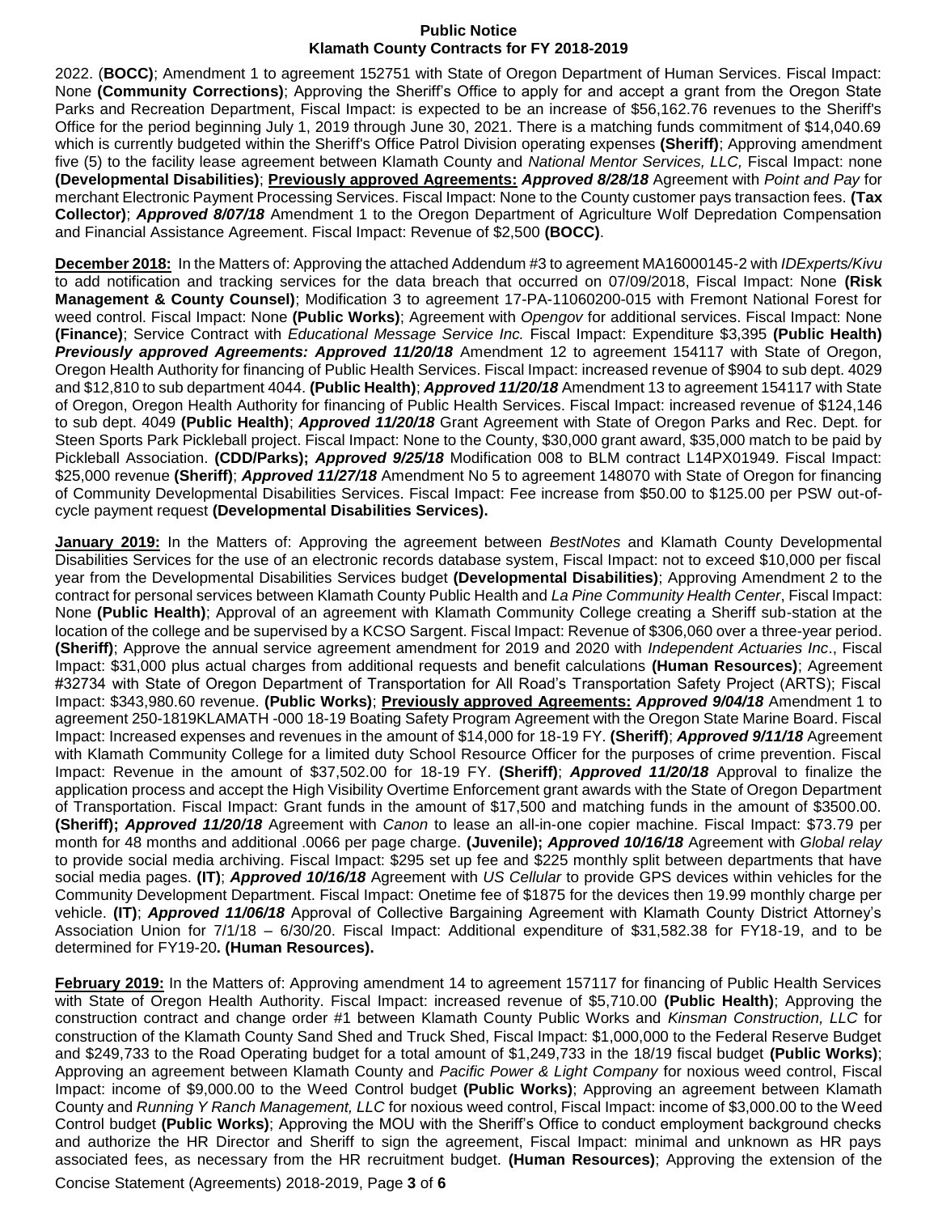2022. (**BOCC)**; Amendment 1 to agreement 152751 with State of Oregon Department of Human Services. Fiscal Impact: None **(Community Corrections)**; Approving the Sheriff's Office to apply for and accept a grant from the Oregon State Parks and Recreation Department, Fiscal Impact: is expected to be an increase of $56,162.76 revenues to the Sheriff's Office for the period beginning July 1, 2019 through June 30, 2021. There is a matching funds commitment of $14,040.69 which is currently budgeted within the Sheriff's Office Patrol Division operating expenses **(Sheriff)**; Approving amendment five (5) to the facility lease agreement between Klamath County and *National Mentor Services, LLC,* Fiscal Impact: none **(Developmental Disabilities)**; **Previously approved Agreements:** ***Approved 8/28/18*** Agreement with *Point and Pay* for merchant Electronic Payment Processing Services. Fiscal Impact: None to the County customer pays transaction fees. **(Tax Collector)**; ***Approved 8/07/18*** Amendment 1 to the Oregon Department of Agriculture Wolf Depredation Compensation and Financial Assistance Agreement. Fiscal Impact: Revenue of $2,500 **(BOCC)**.

**December 2018:** In the Matters of: Approving the attached Addendum #3 to agreement MA16000145-2 with *IDExperts/Kivu* to add notification and tracking services for the data breach that occurred on 07/09/2018, Fiscal Impact: None **(Risk Management & County Counsel)**; Modification 3 to agreement 17-PA-11060200-015 with Fremont National Forest for weed control. Fiscal Impact: None **(Public Works)**; Agreement with *Opengov* for additional services. Fiscal Impact: None **(Finance)**; Service Contract with *Educational Message Service Inc.* Fiscal Impact: Expenditure $3,395 **(Public Health)** ***Previously approved Agreements: Approved 11/20/18*** Amendment 12 to agreement 154117 with State of Oregon, Oregon Health Authority for financing of Public Health Services. Fiscal Impact: increased revenue of $904 to sub dept. 4029 and $12,810 to sub department 4044. **(Public Health)**; ***Approved 11/20/18*** Amendment 13 to agreement 154117 with State of Oregon, Oregon Health Authority for financing of Public Health Services. Fiscal Impact: increased revenue of $124,146 to sub dept. 4049 **(Public Health)**; ***Approved 11/20/18*** Grant Agreement with State of Oregon Parks and Rec. Dept. for Steen Sports Park Pickleball project. Fiscal Impact: None to the County, $30,000 grant award, $35,000 match to be paid by Pickleball Association. **(CDD/Parks);** ***Approved 9/25/18*** Modification 008 to BLM contract L14PX01949. Fiscal Impact: $25,000 revenue **(Sheriff)**; ***Approved 11/27/18*** Amendment No 5 to agreement 148070 with State of Oregon for financing of Community Developmental Disabilities Services. Fiscal Impact: Fee increase from $50.00 to $125.00 per PSW out-of-cycle payment request **(Developmental Disabilities Services).**

**January 2019:** In the Matters of: Approving the agreement between *BestNotes* and Klamath County Developmental Disabilities Services for the use of an electronic records database system, Fiscal Impact: not to exceed $10,000 per fiscal year from the Developmental Disabilities Services budget **(Developmental Disabilities)**; Approving Amendment 2 to the contract for personal services between Klamath County Public Health and *La Pine Community Health Center*, Fiscal Impact: None **(Public Health)**; Approval of an agreement with Klamath Community College creating a Sheriff sub-station at the location of the college and be supervised by a KCSO Sargent. Fiscal Impact: Revenue of $306,060 over a three-year period. **(Sheriff)**; Approve the annual service agreement amendment for 2019 and 2020 with *Independent Actuaries Inc*., Fiscal Impact: $31,000 plus actual charges from additional requests and benefit calculations **(Human Resources)**; Agreement #32734 with State of Oregon Department of Transportation for All Road's Transportation Safety Project (ARTS); Fiscal Impact: $343,980.60 revenue. **(Public Works)**; **Previously approved Agreements:** ***Approved 9/04/18*** Amendment 1 to agreement 250-1819KLAMATH -000 18-19 Boating Safety Program Agreement with the Oregon State Marine Board. Fiscal Impact: Increased expenses and revenues in the amount of $14,000 for 18-19 FY. **(Sheriff)**; ***Approved 9/11/18*** Agreement with Klamath Community College for a limited duty School Resource Officer for the purposes of crime prevention. Fiscal Impact: Revenue in the amount of $37,502.00 for 18-19 FY. **(Sheriff)**; ***Approved 11/20/18*** Approval to finalize the application process and accept the High Visibility Overtime Enforcement grant awards with the State of Oregon Department of Transportation. Fiscal Impact: Grant funds in the amount of $17,500 and matching funds in the amount of $3500.00. **(Sheriff);** ***Approved 11/20/18*** Agreement with *Canon* to lease an all-in-one copier machine. Fiscal Impact: $73.79 per month for 48 months and additional .0066 per page charge. **(Juvenile);** ***Approved 10/16/18*** Agreement with *Global relay* to provide social media archiving. Fiscal Impact: $295 set up fee and $225 monthly split between departments that have social media pages. **(IT)**; ***Approved 10/16/18*** Agreement with *US Cellular* to provide GPS devices within vehicles for the Community Development Department. Fiscal Impact: Onetime fee of $1875 for the devices then 19.99 monthly charge per vehicle. **(IT)**; ***Approved 11/06/18*** Approval of Collective Bargaining Agreement with Klamath County District Attorney's Association Union for 7/1/18 – 6/30/20. Fiscal Impact: Additional expenditure of $31,582.38 for FY18-19, and to be determined for FY19-20**. (Human Resources).**

**February 2019:** In the Matters of: Approving amendment 14 to agreement 157117 for financing of Public Health Services with State of Oregon Health Authority. Fiscal Impact: increased revenue of $5,710.00 **(Public Health)**; Approving the construction contract and change order #1 between Klamath County Public Works and *Kinsman Construction, LLC* for construction of the Klamath County Sand Shed and Truck Shed, Fiscal Impact: $1,000,000 to the Federal Reserve Budget and $249,733 to the Road Operating budget for a total amount of $1,249,733 in the 18/19 fiscal budget **(Public Works)**; Approving an agreement between Klamath County and *Pacific Power & Light Company* for noxious weed control, Fiscal Impact: income of $9,000.00 to the Weed Control budget **(Public Works)**; Approving an agreement between Klamath County and *Running Y Ranch Management, LLC* for noxious weed control, Fiscal Impact: income of $3,000.00 to the Weed Control budget **(Public Works)**; Approving the MOU with the Sheriff's Office to conduct employment background checks and authorize the HR Director and Sheriff to sign the agreement, Fiscal Impact: minimal and unknown as HR pays associated fees, as necessary from the HR recruitment budget. **(Human Resources)**; Approving the extension of the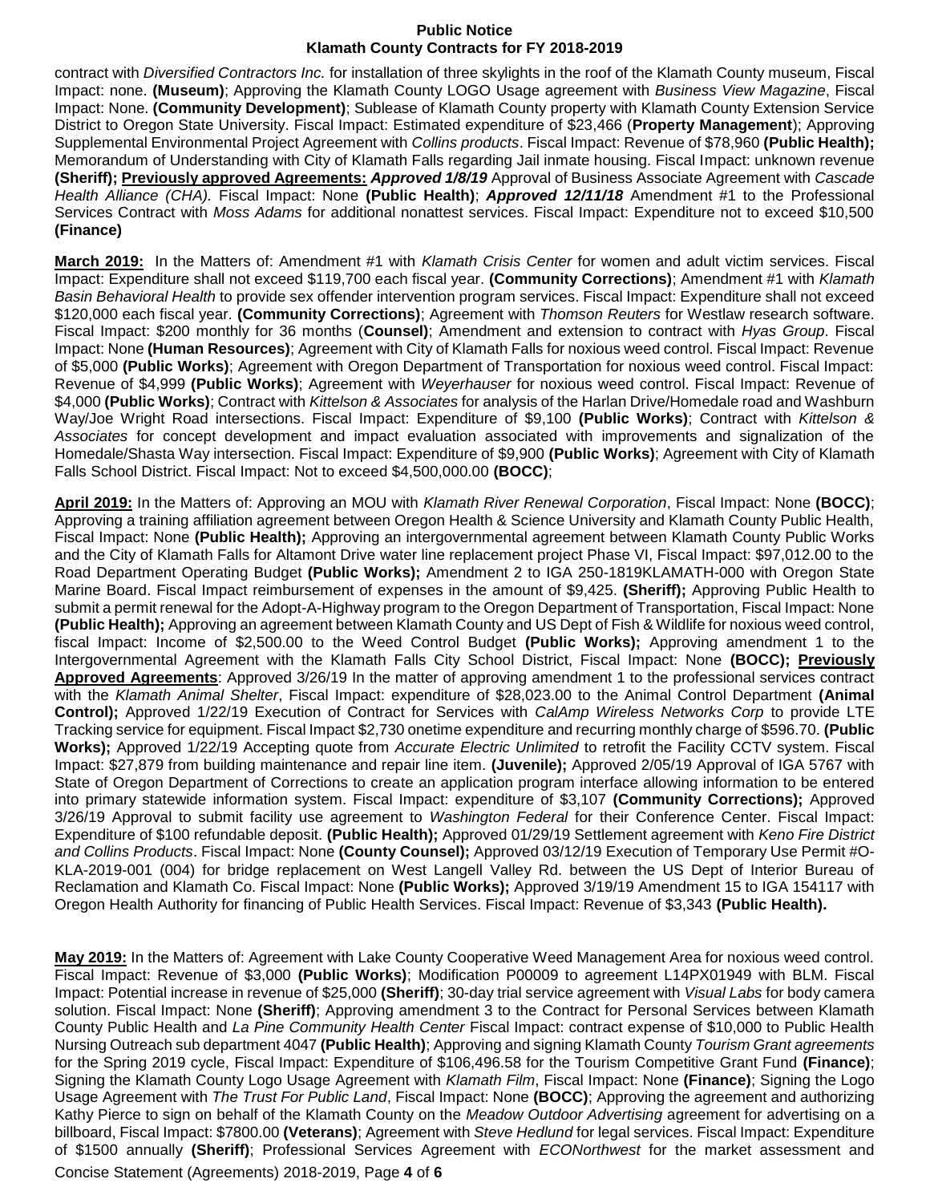contract with *Diversified Contractors Inc.* for installation of three skylights in the roof of the Klamath County museum, Fiscal Impact: none. **(Museum)**; Approving the Klamath County LOGO Usage agreement with *Business View Magazine*, Fiscal Impact: None. **(Community Development)**; Sublease of Klamath County property with Klamath County Extension Service District to Oregon State University. Fiscal Impact: Estimated expenditure of $23,466 (**Property Management**); Approving Supplemental Environmental Project Agreement with *Collins products*. Fiscal Impact: Revenue of $78,960 **(Public Health);** Memorandum of Understanding with City of Klamath Falls regarding Jail inmate housing. Fiscal Impact: unknown revenue **(Sheriff); <u>Previously approved Agreements:</u>** ***Approved 1/8/19*** Approval of Business Associate Agreement with *Cascade Health Alliance (CHA).* Fiscal Impact: None **(Public Health)**; ***Approved 12/11/18*** Amendment #1 to the Professional Services Contract with *Moss Adams* for additional nonattest services. Fiscal Impact: Expenditure not to exceed $10,500 **(Finance)**

**<u>March 2019:</u>** In the Matters of: Amendment #1 with *Klamath Crisis Center* for women and adult victim services. Fiscal Impact: Expenditure shall not exceed $119,700 each fiscal year. **(Community Corrections)**; Amendment #1 with *Klamath Basin Behavioral Health* to provide sex offender intervention program services. Fiscal Impact: Expenditure shall not exceed $120,000 each fiscal year. **(Community Corrections)**; Agreement with *Thomson Reuters* for Westlaw research software. Fiscal Impact: $200 monthly for 36 months (**Counsel)**; Amendment and extension to contract with *Hyas Group*. Fiscal Impact: None **(Human Resources)**; Agreement with City of Klamath Falls for noxious weed control. Fiscal Impact: Revenue of $5,000 **(Public Works)**; Agreement with Oregon Department of Transportation for noxious weed control. Fiscal Impact: Revenue of $4,999 **(Public Works)**; Agreement with *Weyerhauser* for noxious weed control. Fiscal Impact: Revenue of $4,000 **(Public Works)**; Contract with *Kittelson & Associates* for analysis of the Harlan Drive/Homedale road and Washburn Way/Joe Wright Road intersections. Fiscal Impact: Expenditure of $9,100 **(Public Works)**; Contract with *Kittelson & Associates* for concept development and impact evaluation associated with improvements and signalization of the Homedale/Shasta Way intersection. Fiscal Impact: Expenditure of $9,900 **(Public Works)**; Agreement with City of Klamath Falls School District. Fiscal Impact: Not to exceed $4,500,000.00 **(BOCC)**;

**<u>April 2019:</u>** In the Matters of: Approving an MOU with *Klamath River Renewal Corporation*, Fiscal Impact: None **(BOCC)**; Approving a training affiliation agreement between Oregon Health & Science University and Klamath County Public Health, Fiscal Impact: None **(Public Health);** Approving an intergovernmental agreement between Klamath County Public Works and the City of Klamath Falls for Altamont Drive water line replacement project Phase VI, Fiscal Impact: $97,012.00 to the Road Department Operating Budget **(Public Works);** Amendment 2 to IGA 250-1819KLAMATH-000 with Oregon State Marine Board. Fiscal Impact reimbursement of expenses in the amount of $9,425. **(Sheriff);** Approving Public Health to submit a permit renewal for the Adopt-A-Highway program to the Oregon Department of Transportation, Fiscal Impact: None **(Public Health);** Approving an agreement between Klamath County and US Dept of Fish & Wildlife for noxious weed control, fiscal Impact: Income of $2,500.00 to the Weed Control Budget **(Public Works);** Approving amendment 1 to the Intergovernmental Agreement with the Klamath Falls City School District, Fiscal Impact: None **(BOCC); <u>Previously Approved Agreements</u>**: Approved 3/26/19 In the matter of approving amendment 1 to the professional services contract with the *Klamath Animal Shelter*, Fiscal Impact: expenditure of $28,023.00 to the Animal Control Department **(Animal Control);** Approved 1/22/19 Execution of Contract for Services with *CalAmp Wireless Networks Corp* to provide LTE Tracking service for equipment. Fiscal Impact $2,730 onetime expenditure and recurring monthly charge of $596.70. **(Public Works);** Approved 1/22/19 Accepting quote from *Accurate Electric Unlimited* to retrofit the Facility CCTV system. Fiscal Impact: $27,879 from building maintenance and repair line item. **(Juvenile);** Approved 2/05/19 Approval of IGA 5767 with State of Oregon Department of Corrections to create an application program interface allowing information to be entered into primary statewide information system. Fiscal Impact: expenditure of $3,107 **(Community Corrections);** Approved 3/26/19 Approval to submit facility use agreement to *Washington Federal* for their Conference Center. Fiscal Impact: Expenditure of $100 refundable deposit. **(Public Health);** Approved 01/29/19 Settlement agreement with *Keno Fire District and Collins Products*. Fiscal Impact: None **(County Counsel);** Approved 03/12/19 Execution of Temporary Use Permit #O-KLA-2019-001 (004) for bridge replacement on West Langell Valley Rd. between the US Dept of Interior Bureau of Reclamation and Klamath Co. Fiscal Impact: None **(Public Works);** Approved 3/19/19 Amendment 15 to IGA 154117 with Oregon Health Authority for financing of Public Health Services. Fiscal Impact: Revenue of $3,343 **(Public Health).**

**<u>May 2019:</u>** In the Matters of: Agreement with Lake County Cooperative Weed Management Area for noxious weed control. Fiscal Impact: Revenue of $3,000 **(Public Works)**; Modification P00009 to agreement L14PX01949 with BLM. Fiscal Impact: Potential increase in revenue of $25,000 **(Sheriff)**; 30-day trial service agreement with *Visual Labs* for body camera solution. Fiscal Impact: None **(Sheriff)**; Approving amendment 3 to the Contract for Personal Services between Klamath County Public Health and *La Pine Community Health Center* Fiscal Impact: contract expense of $10,000 to Public Health Nursing Outreach sub department 4047 **(Public Health)**; Approving and signing Klamath County *Tourism Grant agreements* for the Spring 2019 cycle, Fiscal Impact: Expenditure of $106,496.58 for the Tourism Competitive Grant Fund **(Finance)**; Signing the Klamath County Logo Usage Agreement with *Klamath Film*, Fiscal Impact: None **(Finance)**; Signing the Logo Usage Agreement with *The Trust For Public Land*, Fiscal Impact: None **(BOCC)**; Approving the agreement and authorizing Kathy Pierce to sign on behalf of the Klamath County on the *Meadow Outdoor Advertising* agreement for advertising on a billboard, Fiscal Impact: $7800.00 **(Veterans)**; Agreement with *Steve Hedlund* for legal services. Fiscal Impact: Expenditure of $1500 annually **(Sheriff)**; Professional Services Agreement with *ECONorthwest* for the market assessment and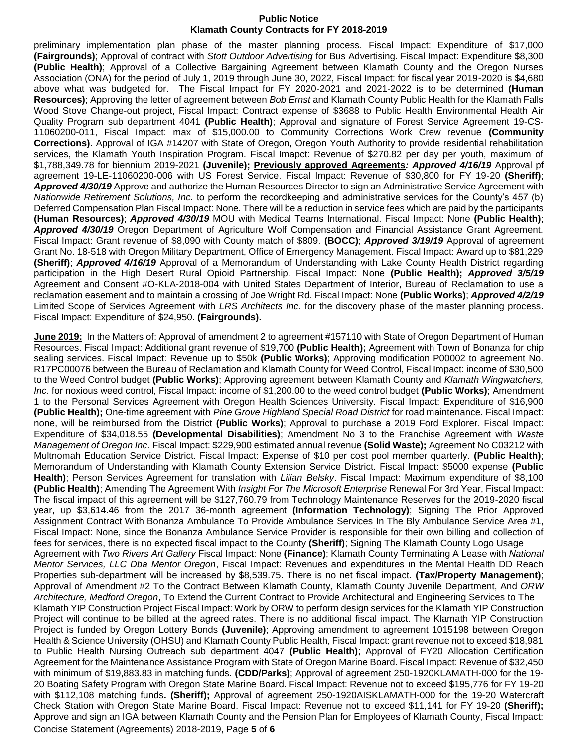preliminary implementation plan phase of the master planning process. Fiscal Impact: Expenditure of $17,000 **(Fairgrounds)**; Approval of contract with *Stott Outdoor Advertising* for Bus Advertising. Fiscal Impact: Expenditure $8,300 **(Public Health)**; Approval of a Collective Bargaining Agreement between Klamath County and the Oregon Nurses Association (ONA) for the period of July 1, 2019 through June 30, 2022, Fiscal Impact: for fiscal year 2019-2020 is $4,680 above what was budgeted for. The Fiscal Impact for FY 2020-2021 and 2021-2022 is to be determined **(Human Resources)**; Approving the letter of agreement between *Bob Ernst* and Klamath County Public Health for the Klamath Falls Wood Stove Change-out project, Fiscal Impact: Contract expense of $3688 to Public Health Environmental Health Air Quality Program sub department 4041 **(Public Health)**; Approval and signature of Forest Service Agreement 19-CS-11060200-011, Fiscal Impact: max of $15,000.00 to Community Corrections Work Crew revenue **(Community Corrections)**. Approval of IGA #14207 with State of Oregon, Oregon Youth Authority to provide residential rehabilitation services, the Klamath Youth Inspiration Program. Fiscal Imapct: Revenue of $270.82 per day per youth, maximum of $1,788,349.78 for biennium 2019-2021 **(Juvenile)**; **<u>Previously approved Agreements</u>*: Approved 4/16/19*** Approval pf agreement 19-LE-11060200-006 with US Forest Service. Fiscal Impact: Revenue of $30,800 for FY 19-20 **(Sheriff)**; ***Approved 4/30/19*** Approve and authorize the Human Resources Director to sign an Administrative Service Agreement with *Nationwide Retirement Solutions, Inc.* to perform the recordkeeping and administrative services for the County's 457 (b) Deferred Compensation Plan Fiscal Impact: None. There will be a reduction in service fees which are paid by the participants **(Human Resources)**; ***Approved 4/30/19*** MOU with Medical Teams International. Fiscal Impact: None **(Public Health)**; ***Approved 4/30/19*** Oregon Department of Agriculture Wolf Compensation and Financial Assistance Grant Agreement. Fiscal Impact: Grant revenue of $8,090 with County match of $809. **(BOCC)**; ***Approved 3/19/19*** Approval of agreement Grant No. 18-518 with Oregon Military Department, Office of Emergency Management. Fiscal Impact: Award up to $81,229 **(Sheriff)**; ***Approved 4/16/19*** Approval of a Memorandum of Understanding with Lake County Health District regarding participation in the High Desert Rural Opioid Partnership. Fiscal Impact: None **(Public Health); *Approved 3/5/19*** Agreement and Consent #O-KLA-2018-004 with United States Department of Interior, Bureau of Reclamation to use a reclamation easement and to maintain a crossing of Joe Wright Rd. Fiscal Impact: None **(Public Works)**; ***Approved 4/2/19*** Limited Scope of Services Agreement with *LRS Architects Inc.* for the discovery phase of the master planning process. Fiscal Impact: Expenditure of $24,950. **(Fairgrounds).**

**<u>June 2019:</u>** In the Matters of: Approval of amendment 2 to agreement #157110 with State of Oregon Department of Human Resources. Fiscal Impact: Additional grant revenue of $19,700 **(Public Health);** Agreement with Town of Bonanza for chip sealing services. Fiscal Impact: Revenue up to $50k **(Public Works)**; Approving modification P00002 to agreement No. R17PC00076 between the Bureau of Reclamation and Klamath County for Weed Control, Fiscal Impact: income of $30,500 to the Weed Control budget **(Public Works)**; Approving agreement between Klamath County and *Klamath Wingwatchers, Inc.* for noxious weed control, Fiscal Impact: income of $1,200.00 to the weed control budget **(Public Works)**; Amendment 1 to the Personal Services Agreement with Oregon Health Sciences University. Fiscal Impact: Expenditure of $16,900 **(Public Health);** One-time agreement with *Pine Grove Highland Special Road District* for road maintenance. Fiscal Impact: none, will be reimbursed from the District **(Public Works)**; Approval to purchase a 2019 Ford Explorer. Fiscal Impact: Expenditure of $34,018.55 **(Developmental Disabilities)**; Amendment No 3 to the Franchise Agreement with *Waste Management of Oregon Inc.* Fiscal Impact: $229,900 estimated annual revenue **(Solid Waste);** Agreement No C03212 with Multnomah Education Service District. Fiscal Impact: Expense of $10 per cost pool member quarterly. **(Public Health)**; Memorandum of Understanding with Klamath County Extension Service District. Fiscal Impact: $5000 expense **(Public Health)**; Person Services Agreement for translation with *Lilian Belsky*. Fiscal Impact: Maximum expenditure of $8,100 **(Public Health)**; Amending The Agreement With *Insight For The Microsoft Enterprise* Renewal For 3rd Year, Fiscal Impact: The fiscal impact of this agreement will be $127,760.79 from Technology Maintenance Reserves for the 2019-2020 fiscal year, up $3,614.46 from the 2017 36-month agreement **(Information Technology)**; Signing The Prior Approved Assignment Contract With Bonanza Ambulance To Provide Ambulance Services In The Bly Ambulance Service Area #1, Fiscal Impact: None, since the Bonanza Ambulance Service Provider is responsible for their own billing and collection of fees for services, there is no expected fiscal impact to the County **(Sheriff)**; Signing The Klamath County Logo Usage Agreement with *Two Rivers Art Gallery* Fiscal Impact: None **(Finance)**; Klamath County Terminating A Lease with *National Mentor Services, LLC Dba Mentor Oregon*, Fiscal Impact: Revenues and expenditures in the Mental Health DD Reach Properties sub-department will be increased by $8,539.75. There is no net fiscal impact. **(Tax/Property Management)**; Approval of Amendment #2 To the Contract Between Klamath County, Klamath County Juvenile Department, And *ORW Architecture, Medford Oregon*, To Extend the Current Contract to Provide Architectural and Engineering Services to The Klamath YIP Construction Project Fiscal Impact: Work by ORW to perform design services for the Klamath YIP Construction Project will continue to be billed at the agreed rates. There is no additional fiscal impact. The Klamath YIP Construction Project is funded by Oregon Lottery Bonds **(Juvenile)**; Approving amendment to agreement 1015198 between Oregon Health & Science University (OHSU) and Klamath County Public Health, Fiscal Impact: grant revenue not to exceed $18,981 to Public Health Nursing Outreach sub department 4047 **(Public Health)**; Approval of FY20 Allocation Certification Agreement for the Maintenance Assistance Program with State of Oregon Marine Board. Fiscal Impact: Revenue of $32,450 with minimum of $19,883.83 in matching funds. **(CDD/Parks)**; Approval of agreement 250-1920KLAMATH-000 for the 19-20 Boating Safety Program with Oregon State Marine Board. Fiscal Impact: Revenue not to exceed $195,776 for FY 19-20 with $112,108 matching funds**. (Sheriff);** Approval of agreement 250-1920AISKLAMATH-000 for the 19-20 Watercraft Check Station with Oregon State Marine Board. Fiscal Impact: Revenue not to exceed $11,141 for FY 19-20 **(Sheriff);** Approve and sign an IGA between Klamath County and the Pension Plan for Employees of Klamath County, Fiscal Impact: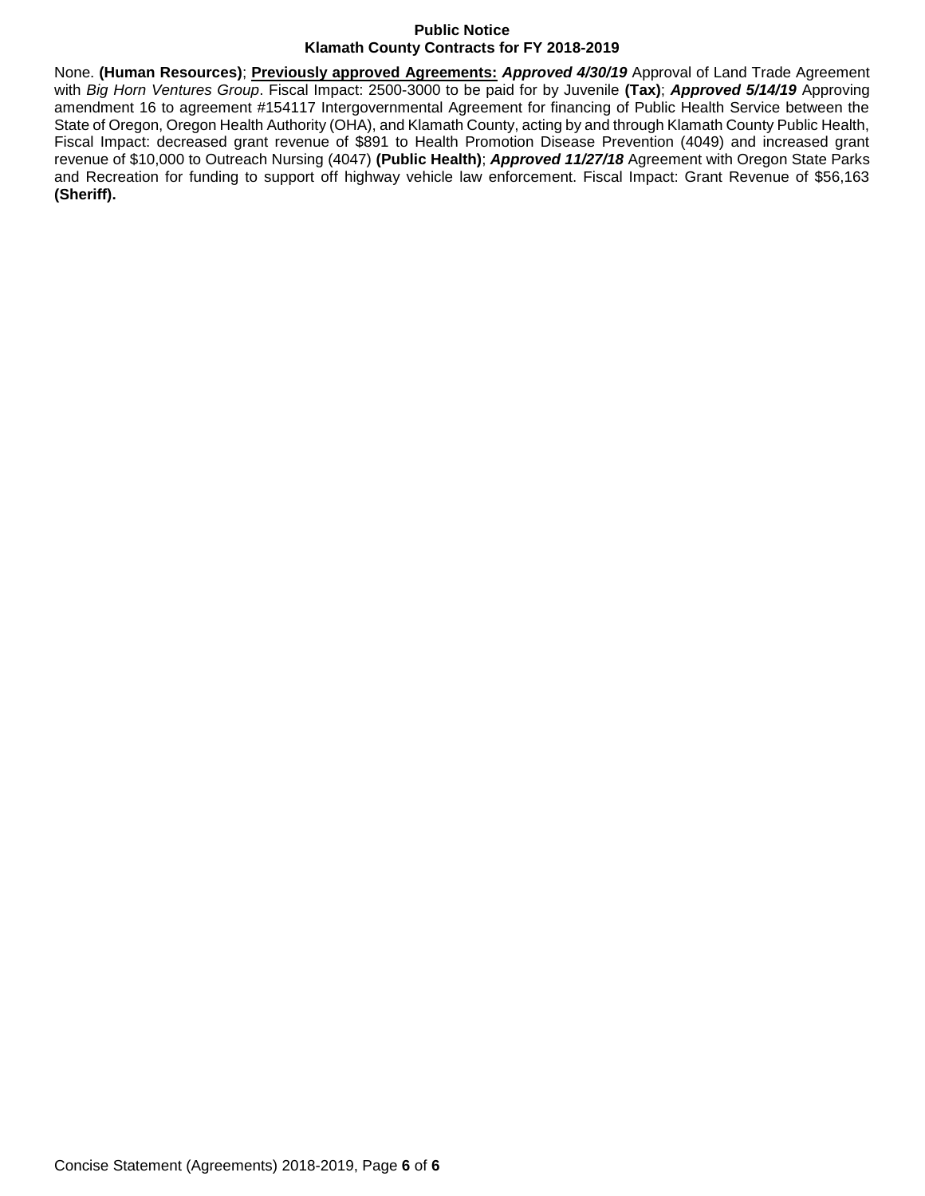None. **(Human Resources)**; **Previously approved Agreements:** ***Approved 4/30/19*** Approval of Land Trade Agreement with *Big Horn Ventures Group*. Fiscal Impact: 2500-3000 to be paid for by Juvenile **(Tax)**; ***Approved 5/14/19*** Approving amendment 16 to agreement #154117 Intergovernmental Agreement for financing of Public Health Service between the State of Oregon, Oregon Health Authority (OHA), and Klamath County, acting by and through Klamath County Public Health, Fiscal Impact: decreased grant revenue of $891 to Health Promotion Disease Prevention (4049) and increased grant revenue of $10,000 to Outreach Nursing (4047) **(Public Health)**; ***Approved 11/27/18*** Agreement with Oregon State Parks and Recreation for funding to support off highway vehicle law enforcement. Fiscal Impact: Grant Revenue of $56,163 **(Sheriff).**